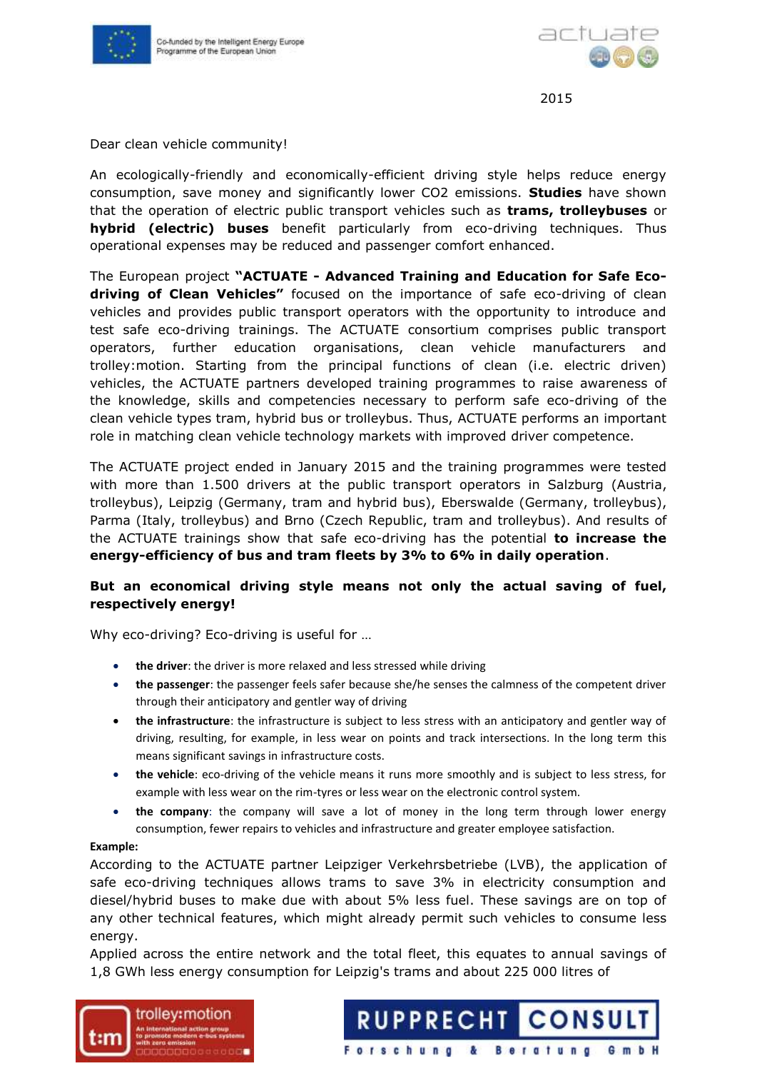2015

Dear clean vehicle community!

An ecologically-friendly and economically-efficient driving style helps reduce energy consumption, save money and significantly lower CO2 emissions. **Studies** have shown that the operation of electric public transport vehicles such as **trams, trolleybuses** or **hybrid (electric) buses** benefit particularly from eco-driving techniques. Thus operational expenses may be reduced and passenger comfort enhanced.

The European project **"ACTUATE - Advanced Training and Education for Safe Eco-driving of Clean Vehicles"** focused on the importance of safe eco-driving of clean vehicles and provides public transport operators with the opportunity to introduce and test safe eco-driving trainings. The ACTUATE consortium comprises public transport operators, further education organisations, clean vehicle manufacturers and trolley:motion. Starting from the principal functions of clean (i.e. electric driven) vehicles, the ACTUATE partners developed training programmes to raise awareness of the knowledge, skills and competencies necessary to perform safe eco-driving of the clean vehicle types tram, hybrid bus or trolleybus. Thus, ACTUATE performs an important role in matching clean vehicle technology markets with improved driver competence.

The ACTUATE project ended in January 2015 and the training programmes were tested with more than 1.500 drivers at the public transport operators in Salzburg (Austria, trolleybus), Leipzig (Germany, tram and hybrid bus), Eberswalde (Germany, trolleybus), Parma (Italy, trolleybus) and Brno (Czech Republic, tram and trolleybus). And results of the ACTUATE trainings show that safe eco-driving has the potential **to increase the energy-efficiency of bus and tram fleets by 3% to 6% in daily operation**.

**But an economical driving style means not only the actual saving of fuel, respectively energy!**

Why eco-driving? Eco-driving is useful for …

- **the driver**: the driver is more relaxed and less stressed while driving
- **the passenger**: the passenger feels safer because she/he senses the calmness of the competent driver through their anticipatory and gentler way of driving
- **the infrastructure**: the infrastructure is subject to less stress with an anticipatory and gentler way of driving, resulting, for example, in less wear on points and track intersections. In the long term this means significant savings in infrastructure costs.
- **the vehicle**: eco-driving of the vehicle means it runs more smoothly and is subject to less stress, for example with less wear on the rim-tyres or less wear on the electronic control system.
- **the company**: the company will save a lot of money in the long term through lower energy consumption, fewer repairs to vehicles and infrastructure and greater employee satisfaction.

**Example:**

According to the ACTUATE partner Leipziger Verkehrsbetriebe (LVB), the application of safe eco-driving techniques allows trams to save 3% in electricity consumption and diesel/hybrid buses to make due with about 5% less fuel. These savings are on top of any other technical features, which might already permit such vehicles to consume less energy.

Applied across the entire network and the total fleet, this equates to annual savings of 1,8 GWh less energy consumption for Leipzig's trams and about 225 000 litres of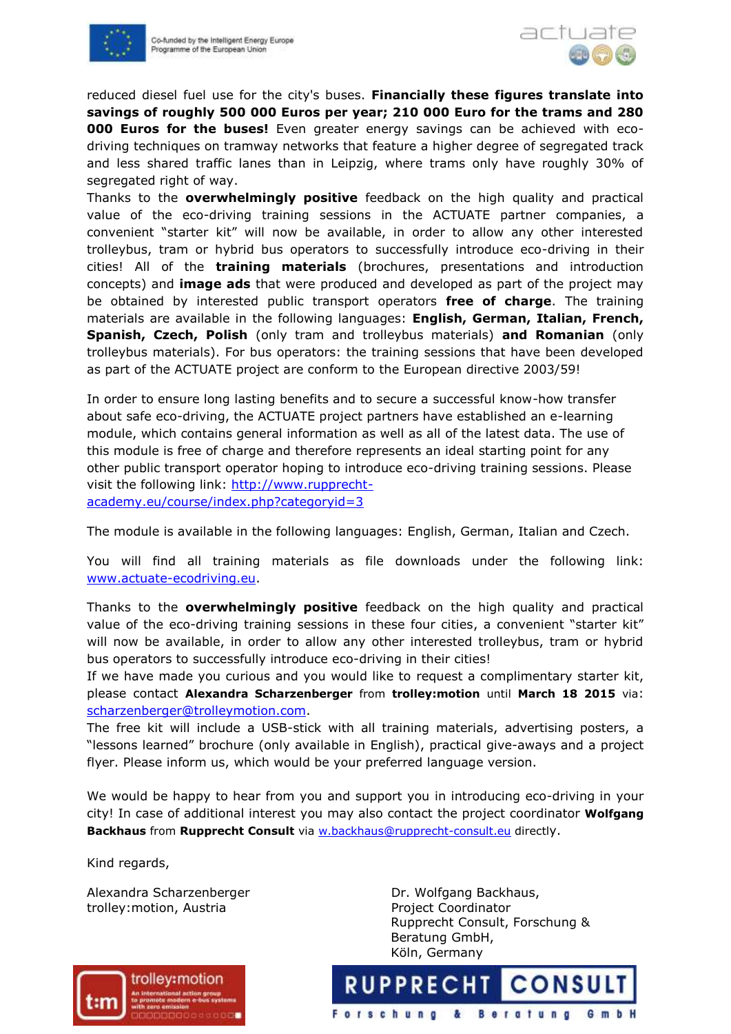reduced diesel fuel use for the city's buses. **Financially these figures translate into savings of roughly 500 000 Euros per year; 210 000 Euro for the trams and 280 000 Euros for the buses!** Even greater energy savings can be achieved with eco-driving techniques on tramway networks that feature a higher degree of segregated track and less shared traffic lanes than in Leipzig, where trams only have roughly 30% of segregated right of way.

Thanks to the **overwhelmingly positive** feedback on the high quality and practical value of the eco-driving training sessions in the ACTUATE partner companies, a convenient "starter kit" will now be available, in order to allow any other interested trolleybus, tram or hybrid bus operators to successfully introduce eco-driving in their cities! All of the **training materials** (brochures, presentations and introduction concepts) and **image ads** that were produced and developed as part of the project may be obtained by interested public transport operators **free of charge**. The training materials are available in the following languages: **English, German, Italian, French, Spanish, Czech, Polish** (only tram and trolleybus materials) **and Romanian** (only trolleybus materials). For bus operators: the training sessions that have been developed as part of the ACTUATE project are conform to the European directive 2003/59!

In order to ensure long lasting benefits and to secure a successful know-how transfer about safe eco-driving, the ACTUATE project partners have established an e-learning module, which contains general information as well as all of the latest data. The use of this module is free of charge and therefore represents an ideal starting point for any other public transport operator hoping to introduce eco-driving training sessions. Please visit the following link: http://www.rupprecht-academy.eu/course/index.php?categoryid=3

The module is available in the following languages: English, German, Italian and Czech.

You will find all training materials as file downloads under the following link: www.actuate-ecodriving.eu.

Thanks to the **overwhelmingly positive** feedback on the high quality and practical value of the eco-driving training sessions in these four cities, a convenient "starter kit" will now be available, in order to allow any other interested trolleybus, tram or hybrid bus operators to successfully introduce eco-driving in their cities!

If we have made you curious and you would like to request a complimentary starter kit, please contact **Alexandra Scharzenberger** from **trolley:motion** until **March 18 2015** via: scharzenberger@trolleymotion.com.

The free kit will include a USB-stick with all training materials, advertising posters, a "lessons learned" brochure (only available in English), practical give-aways and a project flyer. Please inform us, which would be your preferred language version.

We would be happy to hear from you and support you in introducing eco-driving in your city! In case of additional interest you may also contact the project coordinator **Wolfgang Backhaus** from **Rupprecht Consult** via w.backhaus@rupprecht-consult.eu directly.

Kind regards,

Alexandra Scharzenberger
trolley:motion, Austria

Dr. Wolfgang Backhaus,
Project Coordinator
Rupprecht Consult, Forschung & Beratung GmbH,
Köln, Germany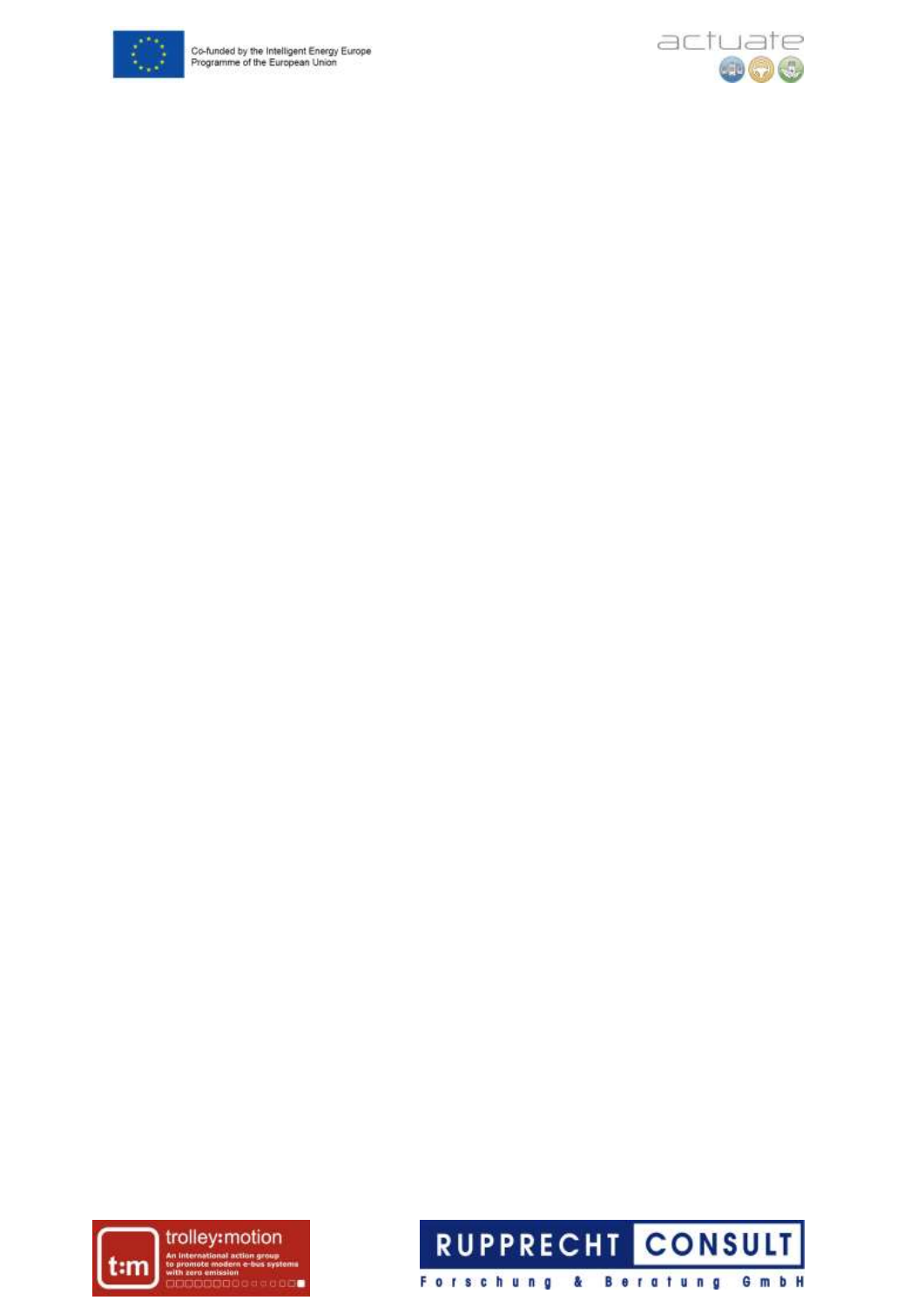trolley:motion

An international action group to promote modern e-bus systems with zero emission

RUPPRECHT CONSULT

Forschung & Beratung GmbH